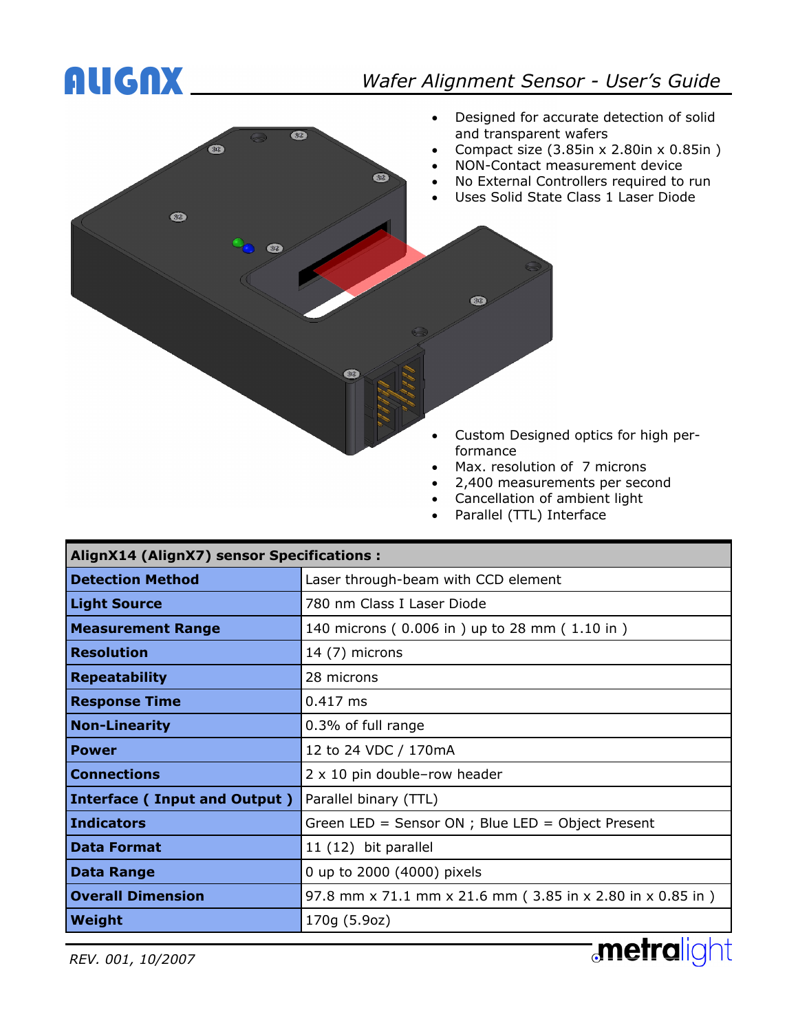# ALIGNX

## Wafer Alignment Sensor - User's Guide

- Designed for accurate detection of solid and transparent wafers
- Compact size (3.85in x 2.80in x 0.85in )
- NON-Contact measurement device
- No External Controllers required to run
- Uses Solid State Class 1 Laser Diode

- Custom Designed optics for high performance
- Max. resolution of 7 microns
- 2,400 measurements per second
- Cancellation of ambient light
- Parallel (TTL) Interface

| AlignX14 (AlignX7) sensor Specifications : | |
|---|---|
| **Detection Method** | Laser through-beam with CCD element |
| **Light Source** | 780 nm Class I Laser Diode |
| **Measurement Range** | 140 microns ( 0.006 in ) up to 28 mm ( 1.10 in ) |
| **Resolution** | 14 (7) microns |
| **Repeatability** | 28 microns |
| **Response Time** | 0.417 ms |
| **Non-Linearity** | 0.3% of full range |
| **Power** | 12 to 24 VDC / 170mA |
| **Connections** | 2 x 10 pin double–row header |
| **Interface ( Input and Output )** | Parallel binary (TTL) |
| **Indicators** | Green LED = Sensor ON ; Blue LED = Object Present |
| **Data Format** | 11 (12) bit parallel |
| **Data Range** | 0 up to 2000 (4000) pixels |
| **Overall Dimension** | 97.8 mm x 71.1 mm x 21.6 mm ( 3.85 in x 2.80 in x 0.85 in ) |
| **Weight** | 170g (5.9oz) |

*REV. 001, 10/2007*

metralight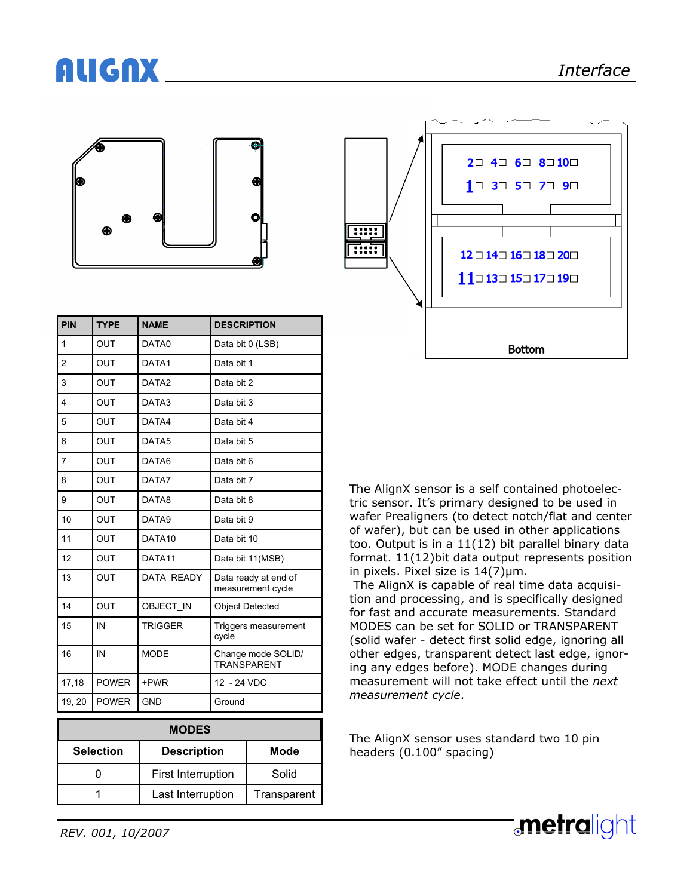## Interface

2 4 6 8 10

1 3 5 7 9

12 14 16 18 20

11 13 15 17 19

Bottom

| PIN | TYPE | NAME | DESCRIPTION |
|---|---|---|---|
| 1 | OUT | DATA0 | Data bit 0 (LSB) |
| 2 | OUT | DATA1 | Data bit 1 |
| 3 | OUT | DATA2 | Data bit 2 |
| 4 | OUT | DATA3 | Data bit 3 |
| 5 | OUT | DATA4 | Data bit 4 |
| 6 | OUT | DATA5 | Data bit 5 |
| 7 | OUT | DATA6 | Data bit 6 |
| 8 | OUT | DATA7 | Data bit 7 |
| 9 | OUT | DATA8 | Data bit 8 |
| 10 | OUT | DATA9 | Data bit 9 |
| 11 | OUT | DATA10 | Data bit 10 |
| 12 | OUT | DATA11 | Data bit 11(MSB) |
| 13 | OUT | DATA_READY | Data ready at end of measurement cycle |
| 14 | OUT | OBJECT_IN | Object Detected |
| 15 | IN | TRIGGER | Triggers measurement cycle |
| 16 | IN | MODE | Change mode SOLID/ TRANSPARENT |
| 17,18 | POWER | +PWR | 12 - 24 VDC |
| 19, 20 | POWER | GND | Ground |

| MODES | | |
|---|---|---|
| **Selection** | **Description** | **Mode** |
| 0 | First Interruption | Solid |
| 1 | Last Interruption | Transparent |

The AlignX sensor is a self contained photoelectric sensor. It's primary designed to be used in wafer Prealigners (to detect notch/flat and center of wafer), but can be used in other applications too. Output is in a 11(12) bit parallel binary data format. 11(12)bit data output represents position in pixels. Pixel size is 14(7)µm.

The AlignX is capable of real time data acquisition and processing, and is specifically designed for fast and accurate measurements. Standard MODES can be set for SOLID or TRANSPARENT (solid wafer - detect first solid edge, ignoring all other edges, transparent detect last edge, ignoring any edges before). MODE changes during measurement will not take effect until the *next measurement cycle*.

The AlignX sensor uses standard two 10 pin headers (0.100" spacing)

REV. 001, 10/2007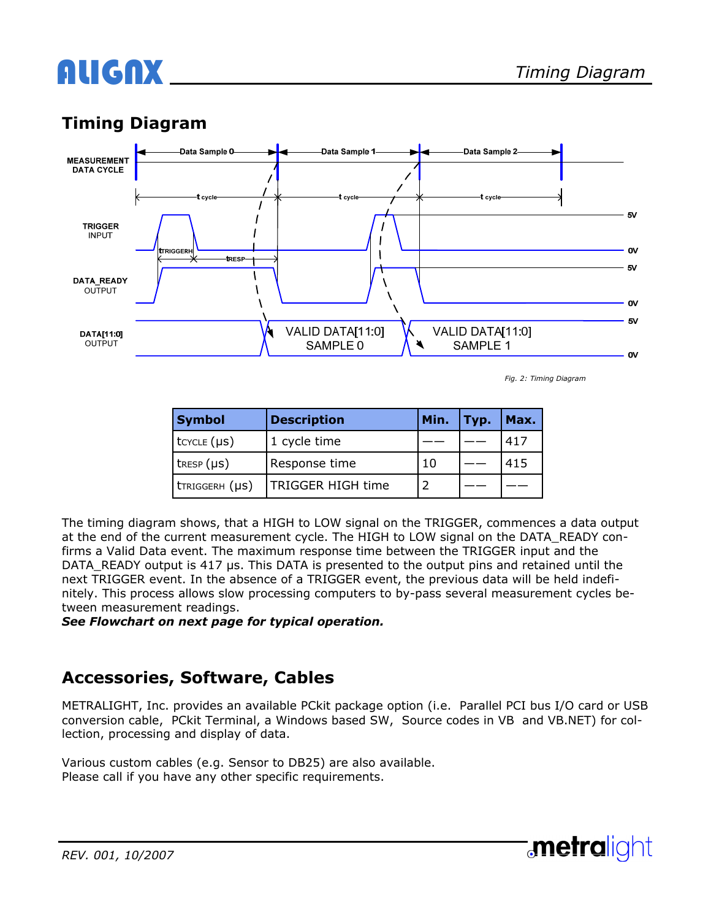## Timing Diagram

Fig. 2: Timing Diagram

| Symbol | Description | Min. | Typ. | Max. |
|---|---|---|---|---|
| $t_{CYCLE}$ (µs) | 1 cycle time | —— | —— | 417 |
| $t_{RESP}$ (µs) | Response time | 10 | —— | 415 |
| $t_{TRIGGERH}$ (µs) | TRIGGER HIGH time | 2 | —— | —— |

The timing diagram shows, that a HIGH to LOW signal on the TRIGGER, commences a data output at the end of the current measurement cycle. The HIGH to LOW signal on the DATA_READY confirms a Valid Data event. The maximum response time between the TRIGGER input and the DATA_READY output is 417 µs. This DATA is presented to the output pins and retained until the next TRIGGER event. In the absence of a TRIGGER event, the previous data will be held indefinitely. This process allows slow processing computers to by-pass several measurement cycles between measurement readings.

***See Flowchart on next page for typical operation.***

## Accessories, Software, Cables

METRALIGHT, Inc. provides an available PCkit package option (i.e. Parallel PCI bus I/O card or USB conversion cable, PCkit Terminal, a Windows based SW, Source codes in VB and VB.NET) for collection, processing and display of data.

Various custom cables (e.g. Sensor to DB25) are also available.
Please call if you have any other specific requirements.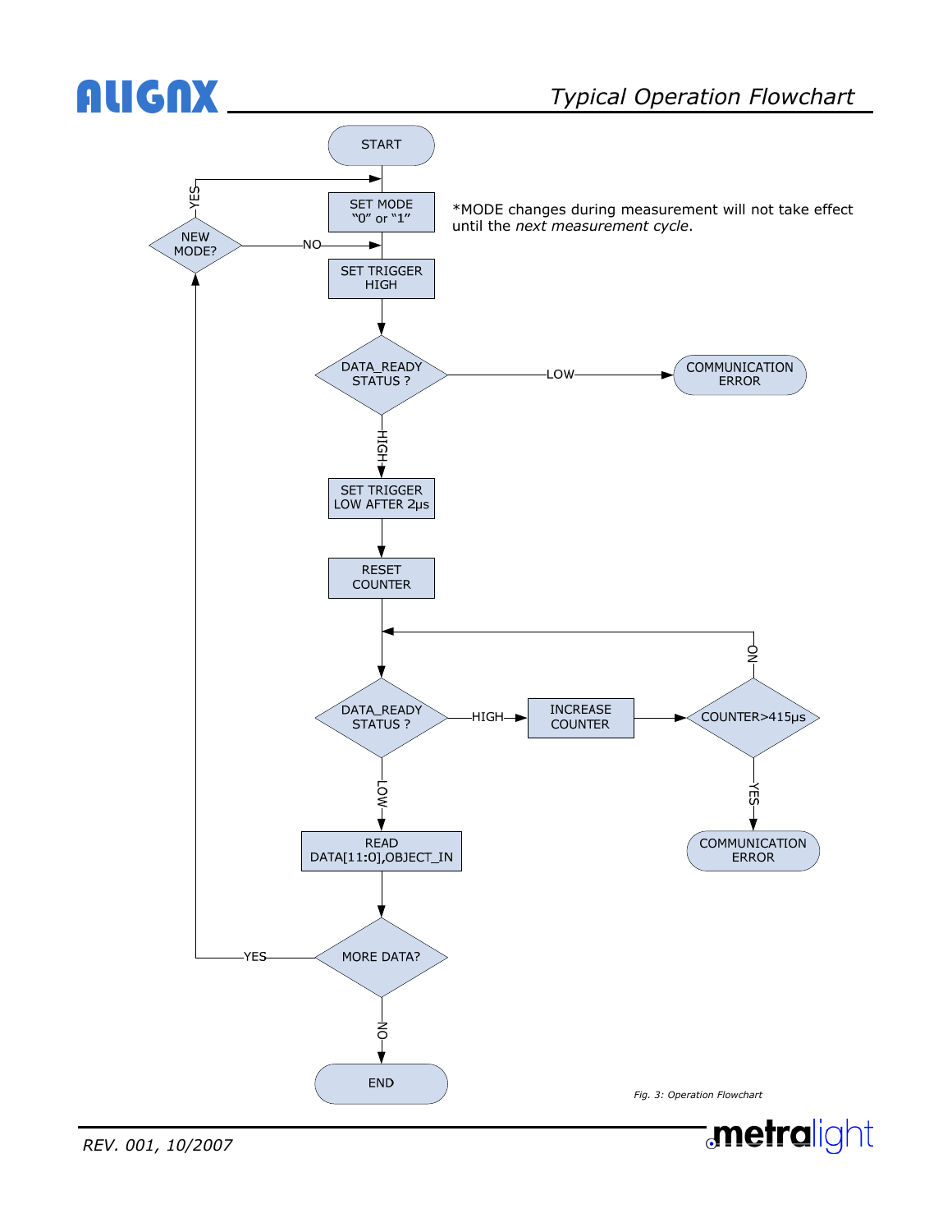# Typical Operation Flowchart

START

SET MODE "0" or "1"

*MODE changes during measurement will not take effect until the *next measurement cycle*.

SET TRIGGER HIGH

DATA_READY STATUS ?
- LOW → COMMUNICATION ERROR
- HIGH → SET TRIGGER LOW AFTER 2µs

RESET COUNTER

DATA_READY STATUS ?
- HIGH → INCREASE COUNTER → COUNTER>415µs
  - NO → back to DATA_READY STATUS ?
  - YES → COMMUNICATION ERROR
- LOW → READ DATA[11:0],OBJECT_IN

MORE DATA?
- YES → NEW MODE?
  - YES → SET MODE "0" or "1"
  - NO → SET TRIGGER HIGH
- NO → END

*Fig. 3: Operation Flowchart*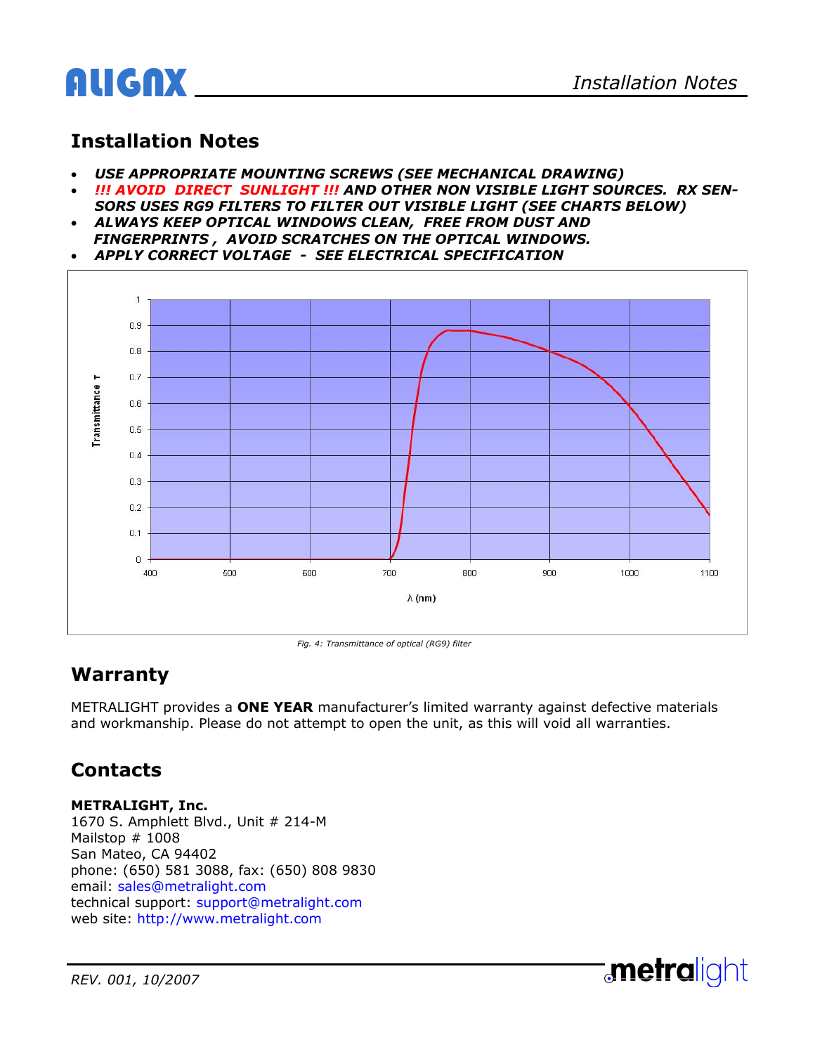## Installation Notes

- ***USE APPROPRIATE MOUNTING SCREWS (SEE MECHANICAL DRAWING)***
- ***!!! AVOID DIRECT SUNLIGHT !!! AND OTHER NON VISIBLE LIGHT SOURCES. RX SENSORS USES RG9 FILTERS TO FILTER OUT VISIBLE LIGHT (SEE CHARTS BELOW)***
- ***ALWAYS KEEP OPTICAL WINDOWS CLEAN, FREE FROM DUST AND FINGERPRINTS , AVOID SCRATCHES ON THE OPTICAL WINDOWS.***
- ***APPLY CORRECT VOLTAGE - SEE ELECTRICAL SPECIFICATION***

*Fig. 4: Transmittance of optical (RG9) filter*

## Warranty

METRALIGHT provides a **ONE YEAR** manufacturer's limited warranty against defective materials and workmanship. Please do not attempt to open the unit, as this will void all warranties.

## Contacts

**METRALIGHT, Inc.**
1670 S. Amphlett Blvd., Unit # 214-M
Mailstop # 1008
San Mateo, CA 94402
phone: (650) 581 3088, fax: (650) 808 9830
email: sales@metralight.com
technical support: support@metralight.com
web site: http://www.metralight.com

*REV. 001, 10/2007*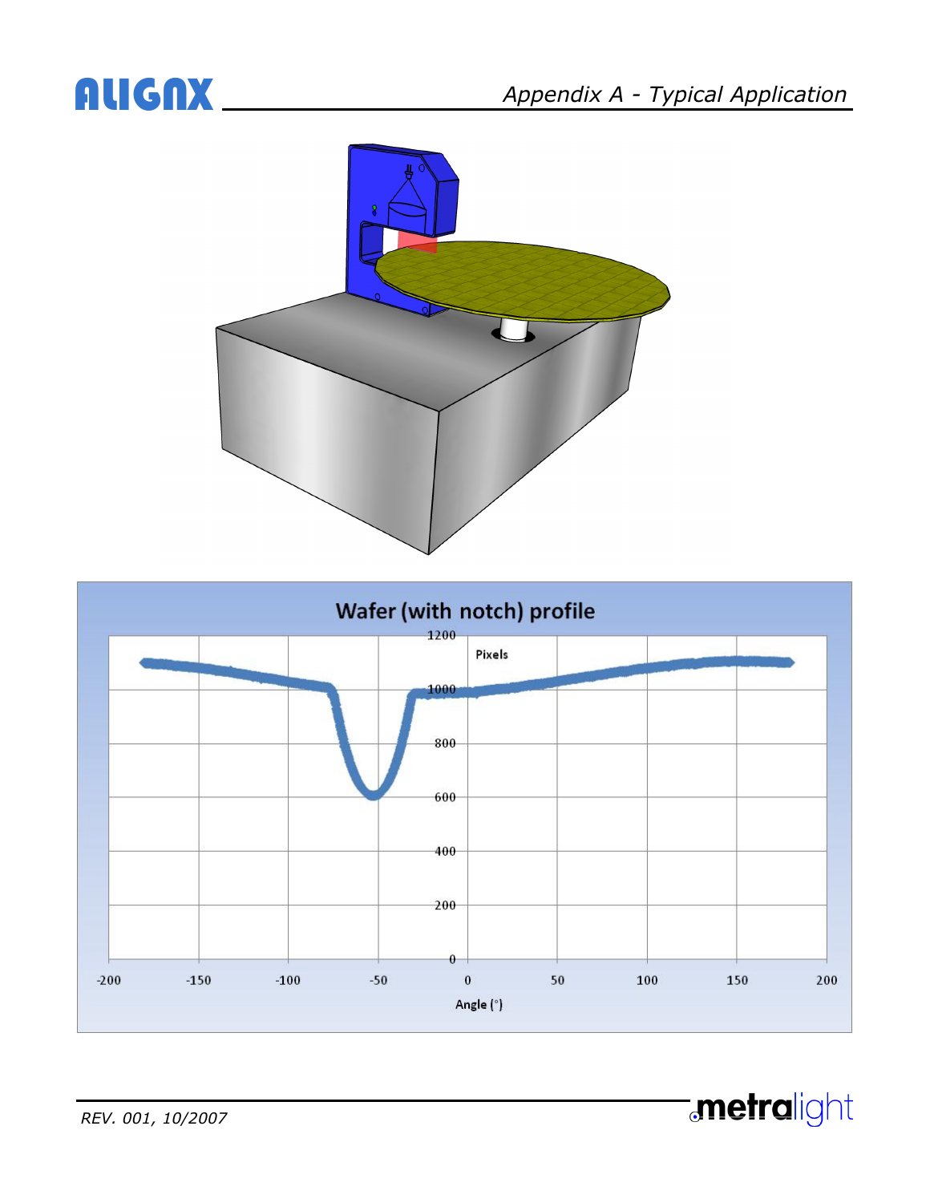## Appendix A - Typical Application

**Wafer (with notch) profile**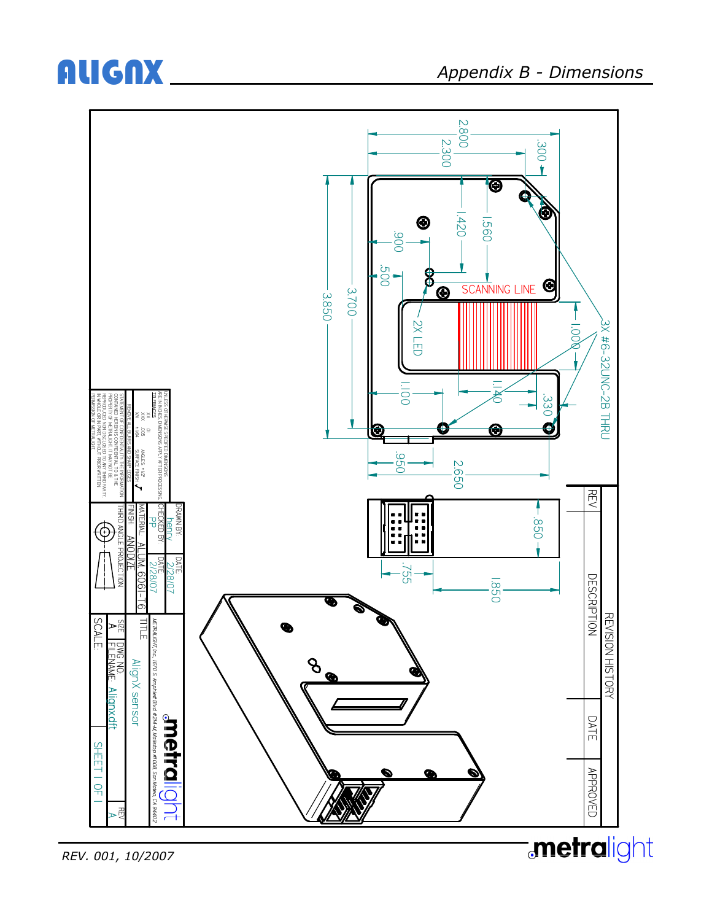# Appendix B - Dimensions

2.800
2.300
.300
3.850
3.700
1.420
1.560
.900
.500
SCANNING LINE
2X LED
1.000
3X #6-32UNC-2B THRU
1.100
1.140
.330
.950
2.650
.850
.755
1.850

REVISION HISTORY

| REV | DESCRIPTION | DATE | APPROVED |
|---|---|---|---|
| | | | |

UNLESS OTHERWISE SPECIFIED DIMENSIONS ARE IN INCHES. DIMENSIONS APPLY AFTER PROCESSING.
TOLERANCES
.XX .01
.XXX .005 ANGLES ±1/2°
.XX ±1/64 SURFACE FINISH
REMOVE ALL BURRS AND SHARP EDGES

STATEMENT OF CONFIDENTIALITY: THE INFORMATION CONTAINED HEREIN IS CONFIDENTIAL TO & THE PROPERTY OF METRALIGHT. IT MAY NOT BE REPRODUCED NOR DISCLOSED TO ANY THIRD PARTY, IN WHOLE OR IN PART, WITHOUT PRIOR WRITTEN PERMISSION OF METRALIGHT.

DRAWN BY: henry DATE: 2/28/07
CHECKED BY: PP DATE: 2/28/07
MATERIAL: ALUM. 6061-T6
FINISH: ANODIZE
THIRD ANGLE PROJECTION

metralight
METRALIGHT, Inc. 1670 S. Amphlett Blvd #214-M, Mailstop #1008, San Mateo, CA 94402
TITLE: AlignX sensor
SIZE: A DWG NO.
FILENAME: Alignx.dft
REV: A
SCALE: SHEET 1 OF 1

REV. 001, 10/2007